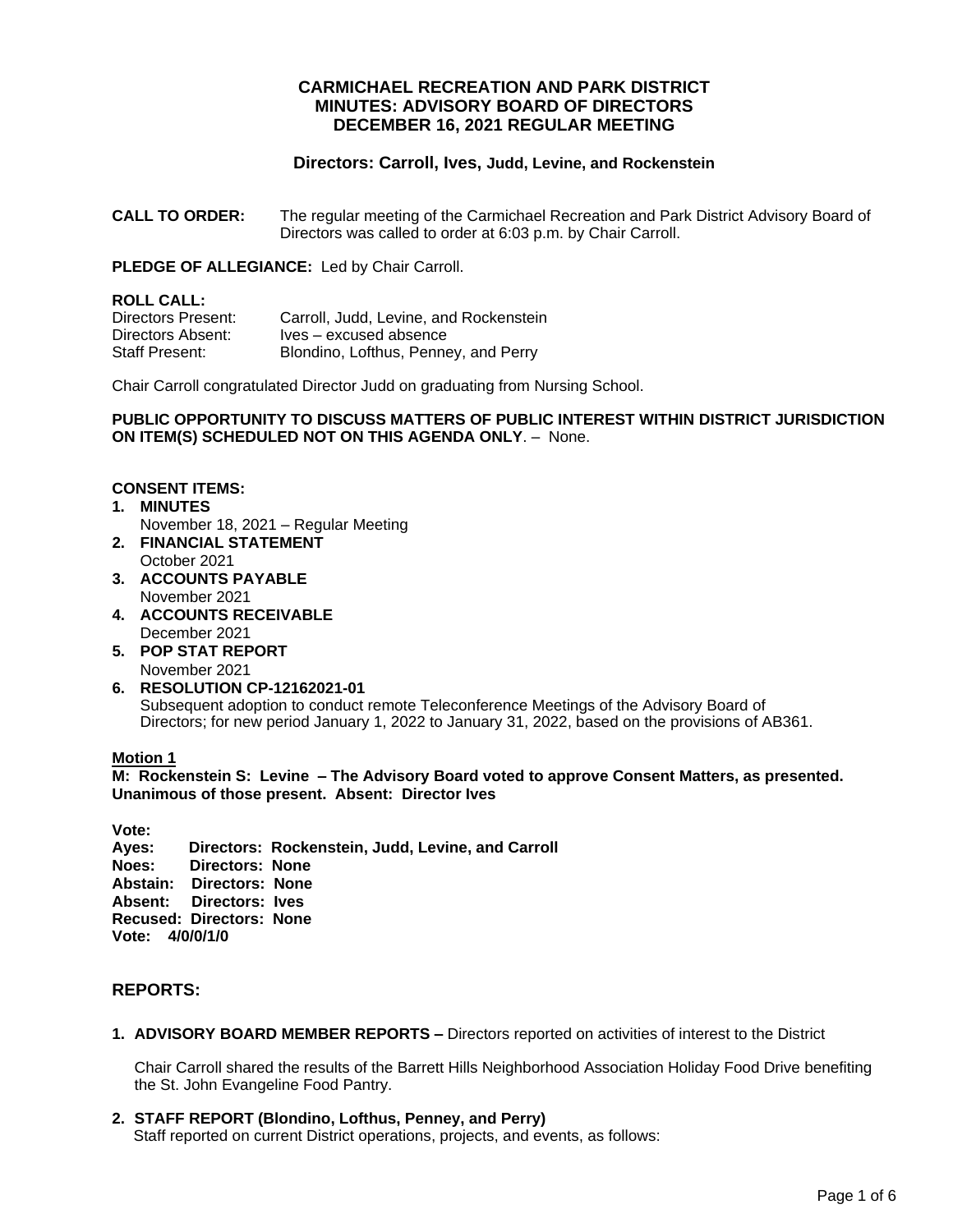# CARMICHAEL RECREATION AND PARK DISTRICT
# MINUTES: ADVISORY BOARD OF DIRECTORS
# DECEMBER 16, 2021 REGULAR MEETING

### Directors: Carroll, Ives, Judd, Levine, and Rockenstein

**CALL TO ORDER:** The regular meeting of the Carmichael Recreation and Park District Advisory Board of Directors was called to order at 6:03 p.m. by Chair Carroll.

**PLEDGE OF ALLEGIANCE:** Led by Chair Carroll.

**ROLL CALL:**
Directors Present: Carroll, Judd, Levine, and Rockenstein
Directors Absent: Ives – excused absence
Staff Present: Blondino, Lofthus, Penney, and Perry

Chair Carroll congratulated Director Judd on graduating from Nursing School.

**PUBLIC OPPORTUNITY TO DISCUSS MATTERS OF PUBLIC INTEREST WITHIN DISTRICT JURISDICTION ON ITEM(S) SCHEDULED NOT ON THIS AGENDA ONLY**. – None.

**CONSENT ITEMS:**

1. **MINUTES**
   November 18, 2021 – Regular Meeting
2. **FINANCIAL STATEMENT**
   October 2021
3. **ACCOUNTS PAYABLE**
   November 2021
4. **ACCOUNTS RECEIVABLE**
   December 2021
5. **POP STAT REPORT**
   November 2021
6. **RESOLUTION CP-12162021-01**
   Subsequent adoption to conduct remote Teleconference Meetings of the Advisory Board of Directors; for new period January 1, 2022 to January 31, 2022, based on the provisions of AB361.

**<u>Motion 1</u>**
**M: Rockenstein S: Levine – The Advisory Board voted to approve Consent Matters, as presented. Unanimous of those present. Absent: Director Ives**

**Vote:**
**Ayes: Directors: Rockenstein, Judd, Levine, and Carroll**
**Noes: Directors: None**
**Abstain: Directors: None**
**Absent: Directors: Ives**
**Recused: Directors: None**
**Vote: 4/0/0/1/0**

## REPORTS:

1. **ADVISORY BOARD MEMBER REPORTS –** Directors reported on activities of interest to the District

   Chair Carroll shared the results of the Barrett Hills Neighborhood Association Holiday Food Drive benefiting the St. John Evangeline Food Pantry.

2. **STAFF REPORT (Blondino, Lofthus, Penney, and Perry)**
   Staff reported on current District operations, projects, and events, as follows: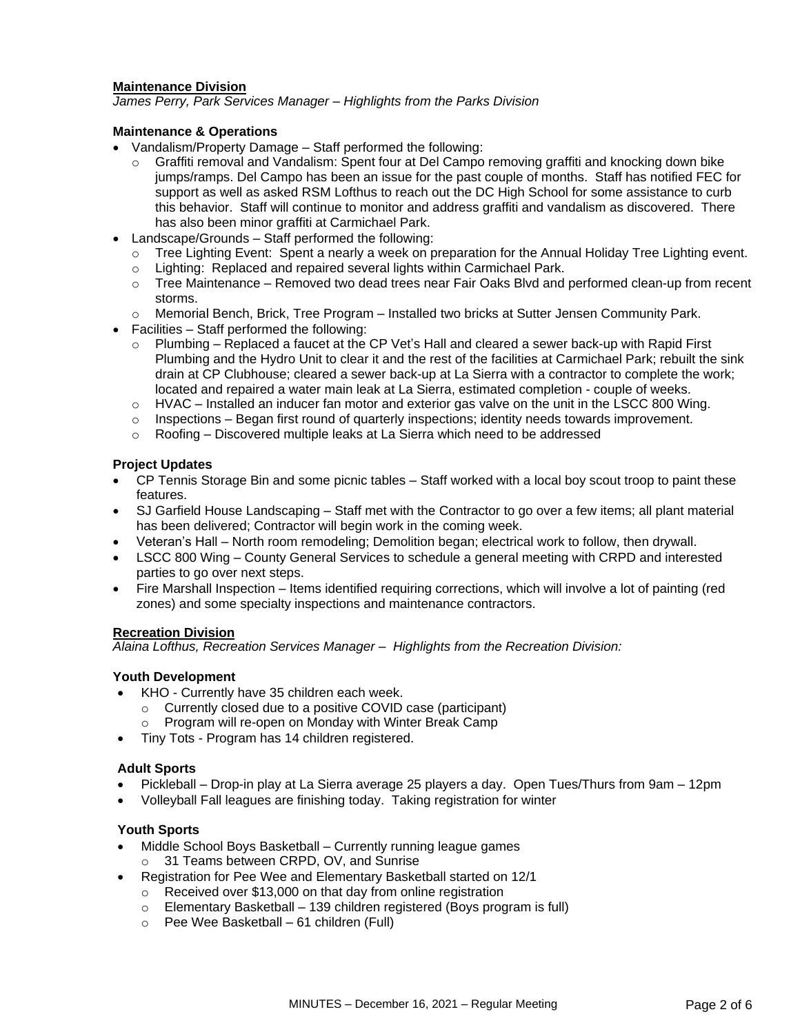**Maintenance Division**

*James Perry, Park Services Manager – Highlights from the Parks Division*

**Maintenance & Operations**

- Vandalism/Property Damage – Staff performed the following:
  - Graffiti removal and Vandalism: Spent four at Del Campo removing graffiti and knocking down bike jumps/ramps. Del Campo has been an issue for the past couple of months. Staff has notified FEC for support as well as asked RSM Lofthus to reach out the DC High School for some assistance to curb this behavior. Staff will continue to monitor and address graffiti and vandalism as discovered. There has also been minor graffiti at Carmichael Park.
- Landscape/Grounds – Staff performed the following:
  - Tree Lighting Event: Spent a nearly a week on preparation for the Annual Holiday Tree Lighting event.
  - Lighting: Replaced and repaired several lights within Carmichael Park.
  - Tree Maintenance – Removed two dead trees near Fair Oaks Blvd and performed clean-up from recent storms.
  - Memorial Bench, Brick, Tree Program – Installed two bricks at Sutter Jensen Community Park.
- Facilities – Staff performed the following:
  - Plumbing – Replaced a faucet at the CP Vet's Hall and cleared a sewer back-up with Rapid First Plumbing and the Hydro Unit to clear it and the rest of the facilities at Carmichael Park; rebuilt the sink drain at CP Clubhouse; cleared a sewer back-up at La Sierra with a contractor to complete the work; located and repaired a water main leak at La Sierra, estimated completion - couple of weeks.
  - HVAC – Installed an inducer fan motor and exterior gas valve on the unit in the LSCC 800 Wing.
  - Inspections – Began first round of quarterly inspections; identity needs towards improvement.
  - Roofing – Discovered multiple leaks at La Sierra which need to be addressed

**Project Updates**

- CP Tennis Storage Bin and some picnic tables – Staff worked with a local boy scout troop to paint these features.
- SJ Garfield House Landscaping – Staff met with the Contractor to go over a few items; all plant material has been delivered; Contractor will begin work in the coming week.
- Veteran's Hall – North room remodeling; Demolition began; electrical work to follow, then drywall.
- LSCC 800 Wing – County General Services to schedule a general meeting with CRPD and interested parties to go over next steps.
- Fire Marshall Inspection – Items identified requiring corrections, which will involve a lot of painting (red zones) and some specialty inspections and maintenance contractors.

**Recreation Division**

*Alaina Lofthus, Recreation Services Manager – Highlights from the Recreation Division:*

**Youth Development**

- KHO - Currently have 35 children each week.
  - Currently closed due to a positive COVID case (participant)
  - Program will re-open on Monday with Winter Break Camp
- Tiny Tots - Program has 14 children registered.

**Adult Sports**

- Pickleball – Drop-in play at La Sierra average 25 players a day. Open Tues/Thurs from 9am – 12pm
- Volleyball Fall leagues are finishing today. Taking registration for winter

**Youth Sports**

- Middle School Boys Basketball – Currently running league games
  - 31 Teams between CRPD, OV, and Sunrise
- Registration for Pee Wee and Elementary Basketball started on 12/1
  - Received over $13,000 on that day from online registration
  - Elementary Basketball – 139 children registered (Boys program is full)
  - Pee Wee Basketball – 61 children (Full)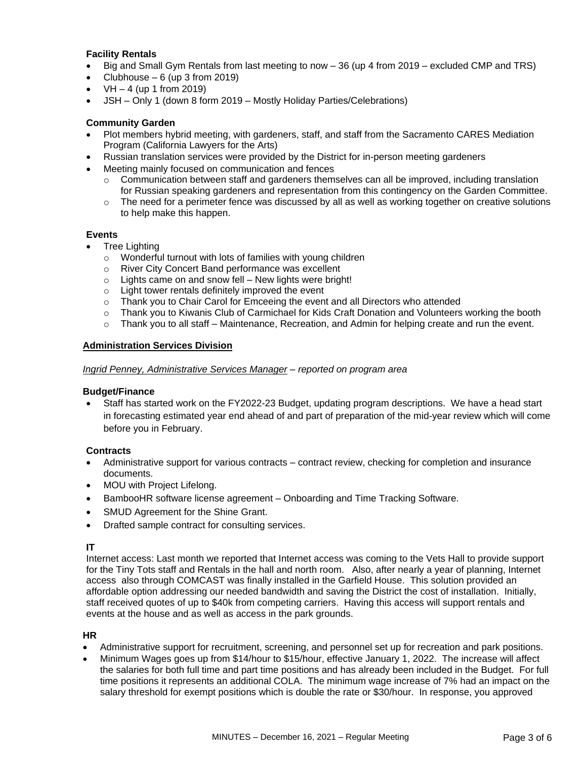**Facility Rentals**

- Big and Small Gym Rentals from last meeting to now – 36 (up 4 from 2019 – excluded CMP and TRS)
- Clubhouse – 6 (up 3 from 2019)
- VH – 4 (up 1 from 2019)
- JSH – Only 1 (down 8 form 2019 – Mostly Holiday Parties/Celebrations)

**Community Garden**

- Plot members hybrid meeting, with gardeners, staff, and staff from the Sacramento CARES Mediation Program (California Lawyers for the Arts)
- Russian translation services were provided by the District for in-person meeting gardeners
- Meeting mainly focused on communication and fences
  - Communication between staff and gardeners themselves can all be improved, including translation for Russian speaking gardeners and representation from this contingency on the Garden Committee.
  - The need for a perimeter fence was discussed by all as well as working together on creative solutions to help make this happen.

**Events**

- Tree Lighting
  - Wonderful turnout with lots of families with young children
  - River City Concert Band performance was excellent
  - Lights came on and snow fell – New lights were bright!
  - Light tower rentals definitely improved the event
  - Thank you to Chair Carol for Emceeing the event and all Directors who attended
  - Thank you to Kiwanis Club of Carmichael for Kids Craft Donation and Volunteers working the booth
  - Thank you to all staff – Maintenance, Recreation, and Admin for helping create and run the event.

**Administration Services Division**

*Ingrid Penney, Administrative Services Manager – reported on program area*

**Budget/Finance**

- Staff has started work on the FY2022-23 Budget, updating program descriptions. We have a head start in forecasting estimated year end ahead of and part of preparation of the mid-year review which will come before you in February.

**Contracts**

- Administrative support for various contracts – contract review, checking for completion and insurance documents.
- MOU with Project Lifelong.
- BambooHR software license agreement – Onboarding and Time Tracking Software.
- SMUD Agreement for the Shine Grant.
- Drafted sample contract for consulting services.

**IT**

Internet access: Last month we reported that Internet access was coming to the Vets Hall to provide support for the Tiny Tots staff and Rentals in the hall and north room. Also, after nearly a year of planning, Internet access also through COMCAST was finally installed in the Garfield House. This solution provided an affordable option addressing our needed bandwidth and saving the District the cost of installation. Initially, staff received quotes of up to $40k from competing carriers. Having this access will support rentals and events at the house and as well as access in the park grounds.

**HR**

- Administrative support for recruitment, screening, and personnel set up for recreation and park positions.
- Minimum Wages goes up from $14/hour to $15/hour, effective January 1, 2022. The increase will affect the salaries for both full time and part time positions and has already been included in the Budget. For full time positions it represents an additional COLA. The minimum wage increase of 7% had an impact on the salary threshold for exempt positions which is double the rate or $30/hour. In response, you approved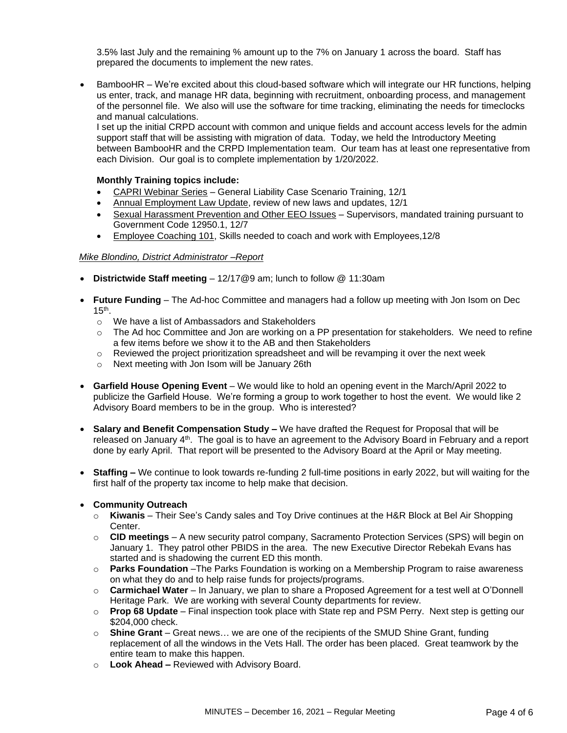3.5% last July and the remaining % amount up to the 7% on January 1 across the board. Staff has prepared the documents to implement the new rates.

- BambooHR – We're excited about this cloud-based software which will integrate our HR functions, helping us enter, track, and manage HR data, beginning with recruitment, onboarding process, and management of the personnel file. We also will use the software for time tracking, eliminating the needs for timeclocks and manual calculations.
  I set up the initial CRPD account with common and unique fields and account access levels for the admin support staff that will be assisting with migration of data. Today, we held the Introductory Meeting between BambooHR and the CRPD Implementation team. Our team has at least one representative from each Division. Our goal is to complete implementation by 1/20/2022.

  **Monthly Training topics include:**
  - CAPRI Webinar Series – General Liability Case Scenario Training, 12/1
  - Annual Employment Law Update, review of new laws and updates, 12/1
  - Sexual Harassment Prevention and Other EEO Issues – Supervisors, mandated training pursuant to Government Code 12950.1, 12/7
  - Employee Coaching 101, Skills needed to coach and work with Employees,12/8

*Mike Blondino, District Administrator –Report*

- **Districtwide Staff meeting** – 12/17@9 am; lunch to follow @ 11:30am
- **Future Funding** – The Ad-hoc Committee and managers had a follow up meeting with Jon Isom on Dec 15th.
  - We have a list of Ambassadors and Stakeholders
  - The Ad hoc Committee and Jon are working on a PP presentation for stakeholders. We need to refine a few items before we show it to the AB and then Stakeholders
  - Reviewed the project prioritization spreadsheet and will be revamping it over the next week
  - Next meeting with Jon Isom will be January 26th
- **Garfield House Opening Event** – We would like to hold an opening event in the March/April 2022 to publicize the Garfield House. We're forming a group to work together to host the event. We would like 2 Advisory Board members to be in the group. Who is interested?
- **Salary and Benefit Compensation Study –** We have drafted the Request for Proposal that will be released on January 4th. The goal is to have an agreement to the Advisory Board in February and a report done by early April. That report will be presented to the Advisory Board at the April or May meeting.
- **Staffing –** We continue to look towards re-funding 2 full-time positions in early 2022, but will waiting for the first half of the property tax income to help make that decision.
- **Community Outreach**
  - **Kiwanis** – Their See's Candy sales and Toy Drive continues at the H&R Block at Bel Air Shopping Center.
  - **CID meetings** – A new security patrol company, Sacramento Protection Services (SPS) will begin on January 1. They patrol other PBIDS in the area. The new Executive Director Rebekah Evans has started and is shadowing the current ED this month.
  - **Parks Foundation** –The Parks Foundation is working on a Membership Program to raise awareness on what they do and to help raise funds for projects/programs.
  - **Carmichael Water** – In January, we plan to share a Proposed Agreement for a test well at O'Donnell Heritage Park. We are working with several County departments for review.
  - **Prop 68 Update** – Final inspection took place with State rep and PSM Perry. Next step is getting our $204,000 check.
  - **Shine Grant** – Great news… we are one of the recipients of the SMUD Shine Grant, funding replacement of all the windows in the Vets Hall. The order has been placed. Great teamwork by the entire team to make this happen.
  - **Look Ahead –** Reviewed with Advisory Board.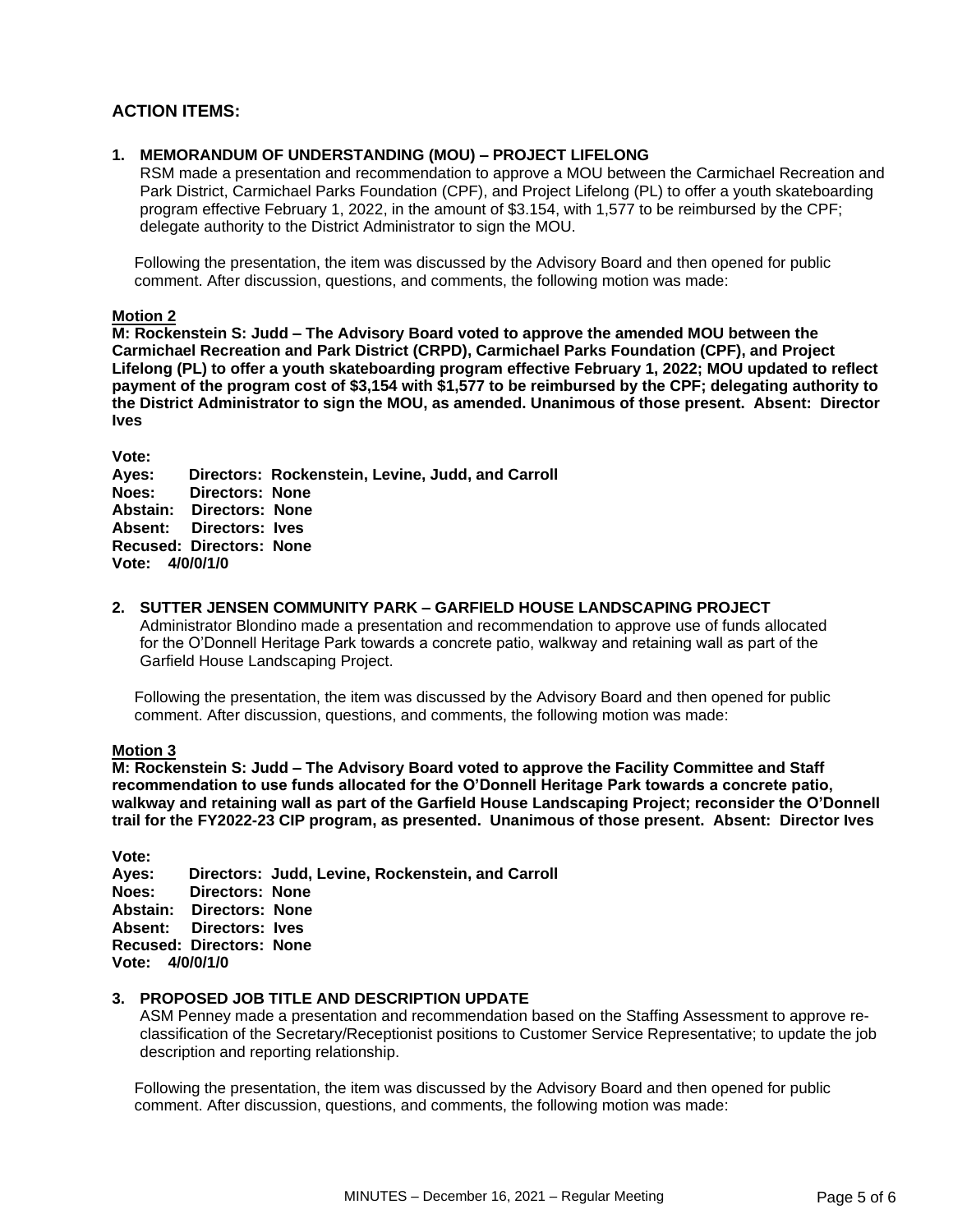## ACTION ITEMS:

### 1. MEMORANDUM OF UNDERSTANDING (MOU) – PROJECT LIFELONG

RSM made a presentation and recommendation to approve a MOU between the Carmichael Recreation and Park District, Carmichael Parks Foundation (CPF), and Project Lifelong (PL) to offer a youth skateboarding program effective February 1, 2022, in the amount of $3.154, with 1,577 to be reimbursed by the CPF; delegate authority to the District Administrator to sign the MOU.

Following the presentation, the item was discussed by the Advisory Board and then opened for public comment. After discussion, questions, and comments, the following motion was made:

**Motion 2**

**M: Rockenstein S: Judd – The Advisory Board voted to approve the amended MOU between the Carmichael Recreation and Park District (CRPD), Carmichael Parks Foundation (CPF), and Project Lifelong (PL) to offer a youth skateboarding program effective February 1, 2022; MOU updated to reflect payment of the program cost of $3,154 with $1,577 to be reimbursed by the CPF; delegating authority to the District Administrator to sign the MOU, as amended. Unanimous of those present. Absent: Director Ives**

**Vote:**
**Ayes: Directors: Rockenstein, Levine, Judd, and Carroll**
**Noes: Directors: None**
**Abstain: Directors: None**
**Absent: Directors: Ives**
**Recused: Directors: None**
**Vote: 4/0/0/1/0**

### 2. SUTTER JENSEN COMMUNITY PARK – GARFIELD HOUSE LANDSCAPING PROJECT

Administrator Blondino made a presentation and recommendation to approve use of funds allocated for the O'Donnell Heritage Park towards a concrete patio, walkway and retaining wall as part of the Garfield House Landscaping Project.

Following the presentation, the item was discussed by the Advisory Board and then opened for public comment. After discussion, questions, and comments, the following motion was made:

**Motion 3**

**M: Rockenstein S: Judd – The Advisory Board voted to approve the Facility Committee and Staff recommendation to use funds allocated for the O'Donnell Heritage Park towards a concrete patio, walkway and retaining wall as part of the Garfield House Landscaping Project; reconsider the O'Donnell trail for the FY2022-23 CIP program, as presented. Unanimous of those present. Absent: Director Ives**

**Vote:**
**Ayes: Directors: Judd, Levine, Rockenstein, and Carroll**
**Noes: Directors: None**
**Abstain: Directors: None**
**Absent: Directors: Ives**
**Recused: Directors: None**
**Vote: 4/0/0/1/0**

### 3. PROPOSED JOB TITLE AND DESCRIPTION UPDATE

ASM Penney made a presentation and recommendation based on the Staffing Assessment to approve re-classification of the Secretary/Receptionist positions to Customer Service Representative; to update the job description and reporting relationship.

Following the presentation, the item was discussed by the Advisory Board and then opened for public comment. After discussion, questions, and comments, the following motion was made: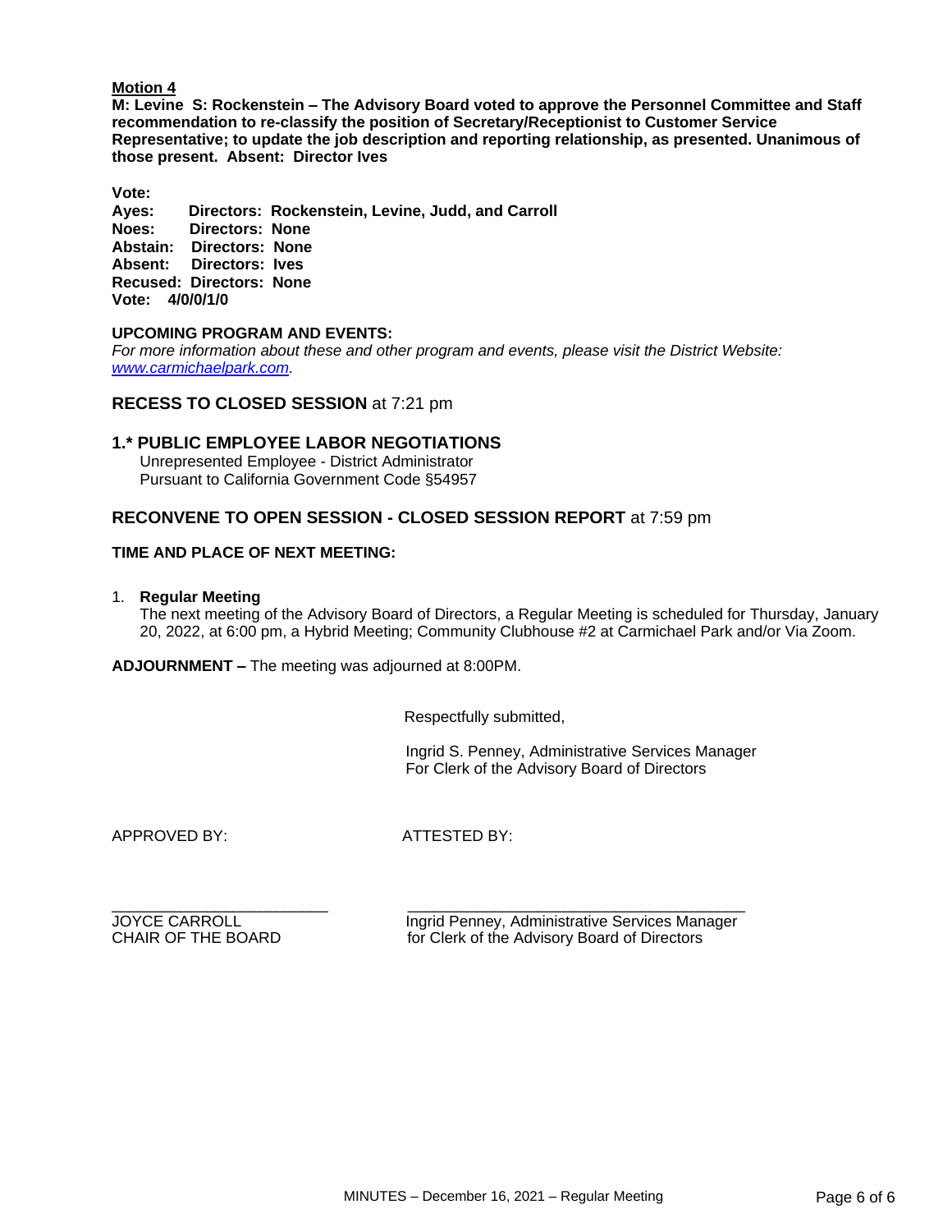**Motion 4**

**M: Levine S: Rockenstein – The Advisory Board voted to approve the Personnel Committee and Staff recommendation to re-classify the position of Secretary/Receptionist to Customer Service Representative; to update the job description and reporting relationship, as presented. Unanimous of those present. Absent: Director Ives**

**Vote:**
**Ayes: Directors: Rockenstein, Levine, Judd, and Carroll**
**Noes: Directors: None**
**Abstain: Directors: None**
**Absent: Directors: Ives**
**Recused: Directors: None**
**Vote: 4/0/0/1/0**

**UPCOMING PROGRAM AND EVENTS:**

*For more information about these and other program and events, please visit the District Website: www.carmichaelpark.com.*

## RECESS TO CLOSED SESSION at 7:21 pm

## 1.* PUBLIC EMPLOYEE LABOR NEGOTIATIONS

Unrepresented Employee - District Administrator
Pursuant to California Government Code §54957

## RECONVENE TO OPEN SESSION - CLOSED SESSION REPORT at 7:59 pm

**TIME AND PLACE OF NEXT MEETING:**

1. **Regular Meeting**
   The next meeting of the Advisory Board of Directors, a Regular Meeting is scheduled for Thursday, January 20, 2022, at 6:00 pm, a Hybrid Meeting; Community Clubhouse #2 at Carmichael Park and/or Via Zoom.

**ADJOURNMENT –** The meeting was adjourned at 8:00PM.

Respectfully submitted,

Ingrid S. Penney, Administrative Services Manager
For Clerk of the Advisory Board of Directors

APPROVED BY: ATTESTED BY:

\_\_\_\_\_\_\_\_\_\_\_\_\_\_\_\_\_\_\_\_\_\_\_\_\_ \_\_\_\_\_\_\_\_\_\_\_\_\_\_\_\_\_\_\_\_\_\_\_\_\_\_\_\_\_\_\_\_\_\_\_\_\_

JOYCE CARROLL
CHAIR OF THE BOARD

Ingrid Penney, Administrative Services Manager
for Clerk of the Advisory Board of Directors